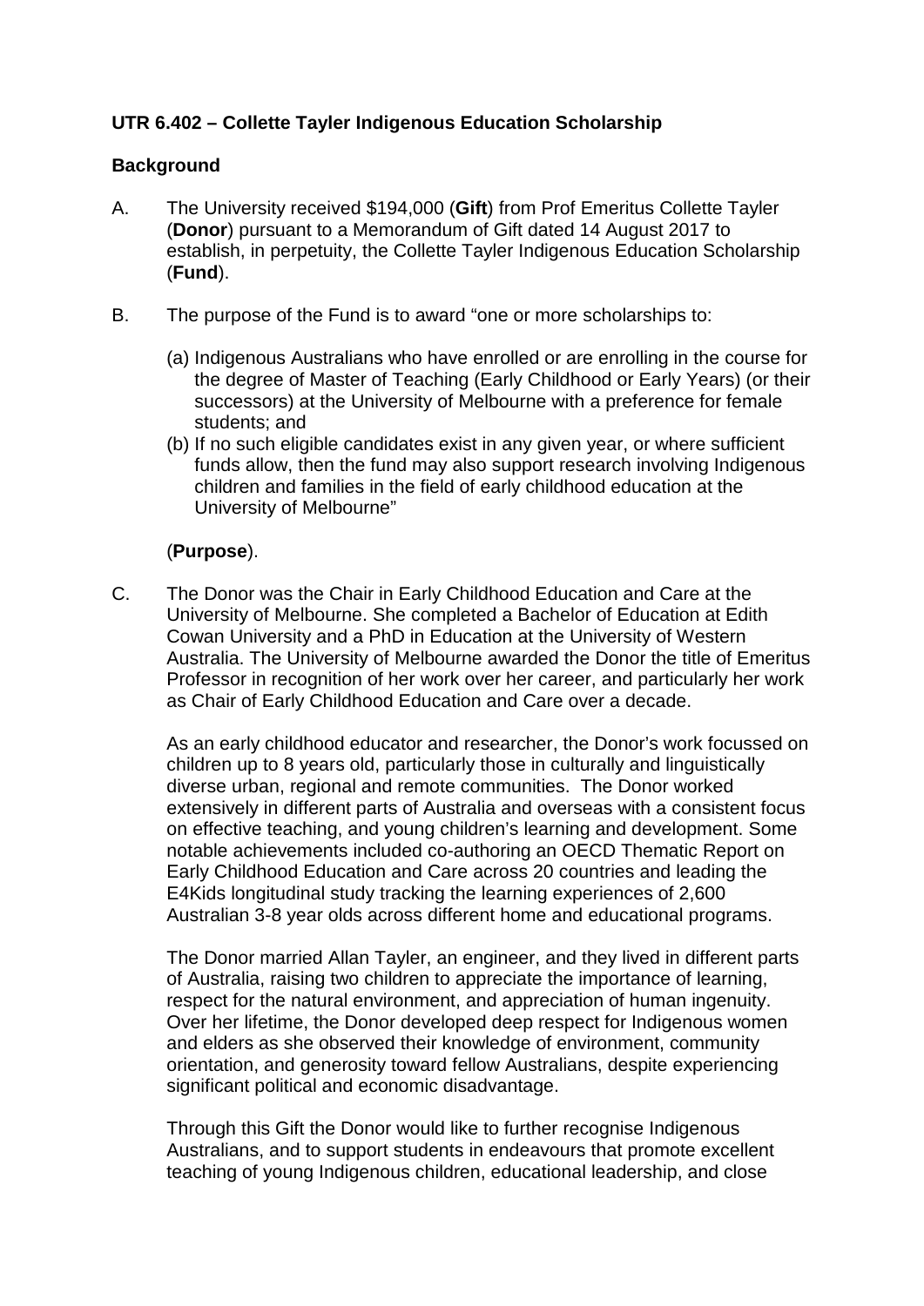**UTR 6.402 – Collette Tayler Indigenous Education Scholarship**

**Background**

A. The University received $194,000 (**Gift**) from Prof Emeritus Collette Tayler (**Donor**) pursuant to a Memorandum of Gift dated 14 August 2017 to establish, in perpetuity, the Collette Tayler Indigenous Education Scholarship (**Fund**).

B. The purpose of the Fund is to award "one or more scholarships to:

   (a) Indigenous Australians who have enrolled or are enrolling in the course for the degree of Master of Teaching (Early Childhood or Early Years) (or their successors) at the University of Melbourne with a preference for female students; and
   
   (b) If no such eligible candidates exist in any given year, or where sufficient funds allow, then the fund may also support research involving Indigenous children and families in the field of early childhood education at the University of Melbourne"

   (**Purpose**).

C. The Donor was the Chair in Early Childhood Education and Care at the University of Melbourne. She completed a Bachelor of Education at Edith Cowan University and a PhD in Education at the University of Western Australia. The University of Melbourne awarded the Donor the title of Emeritus Professor in recognition of her work over her career, and particularly her work as Chair of Early Childhood Education and Care over a decade.

   As an early childhood educator and researcher, the Donor's work focussed on children up to 8 years old, particularly those in culturally and linguistically diverse urban, regional and remote communities. The Donor worked extensively in different parts of Australia and overseas with a consistent focus on effective teaching, and young children's learning and development. Some notable achievements included co-authoring an OECD Thematic Report on Early Childhood Education and Care across 20 countries and leading the E4Kids longitudinal study tracking the learning experiences of 2,600 Australian 3-8 year olds across different home and educational programs.

   The Donor married Allan Tayler, an engineer, and they lived in different parts of Australia, raising two children to appreciate the importance of learning, respect for the natural environment, and appreciation of human ingenuity. Over her lifetime, the Donor developed deep respect for Indigenous women and elders as she observed their knowledge of environment, community orientation, and generosity toward fellow Australians, despite experiencing significant political and economic disadvantage.

   Through this Gift the Donor would like to further recognise Indigenous Australians, and to support students in endeavours that promote excellent teaching of young Indigenous children, educational leadership, and close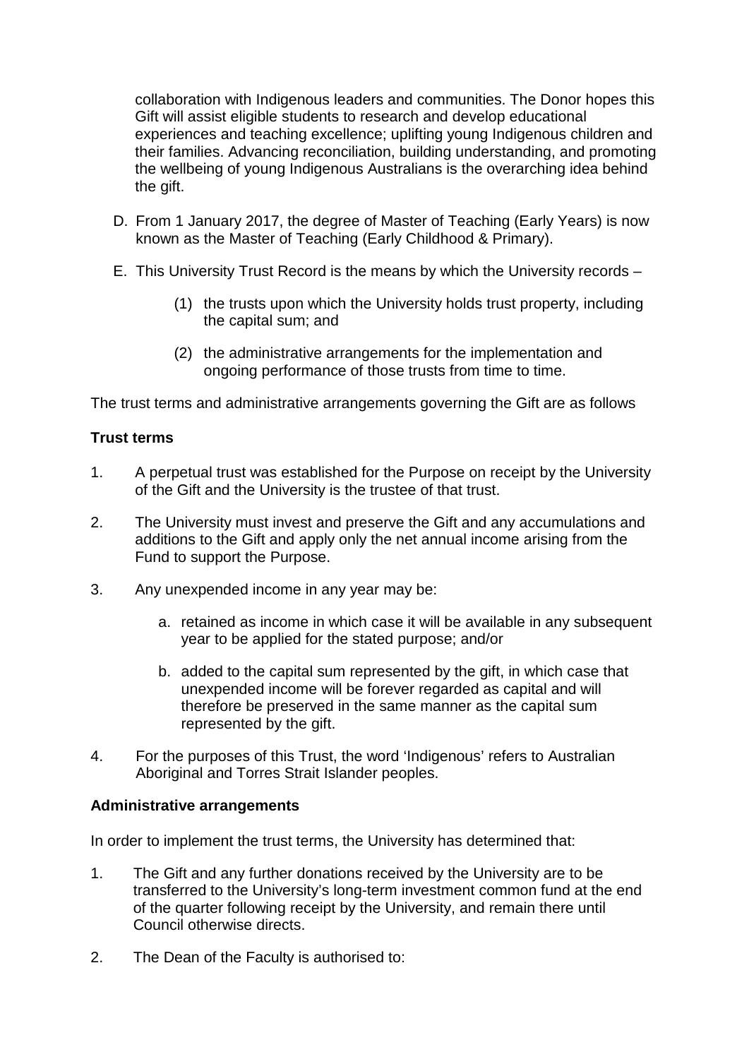collaboration with Indigenous leaders and communities. The Donor hopes this Gift will assist eligible students to research and develop educational experiences and teaching excellence; uplifting young Indigenous children and their families. Advancing reconciliation, building understanding, and promoting the wellbeing of young Indigenous Australians is the overarching idea behind the gift.

D. From 1 January 2017, the degree of Master of Teaching (Early Years) is now known as the Master of Teaching (Early Childhood & Primary).

E. This University Trust Record is the means by which the University records –

   (1) the trusts upon which the University holds trust property, including the capital sum; and

   (2) the administrative arrangements for the implementation and ongoing performance of those trusts from time to time.

The trust terms and administrative arrangements governing the Gift are as follows

**Trust terms**

1. A perpetual trust was established for the Purpose on receipt by the University of the Gift and the University is the trustee of that trust.

2. The University must invest and preserve the Gift and any accumulations and additions to the Gift and apply only the net annual income arising from the Fund to support the Purpose.

3. Any unexpended income in any year may be:

   a. retained as income in which case it will be available in any subsequent year to be applied for the stated purpose; and/or

   b. added to the capital sum represented by the gift, in which case that unexpended income will be forever regarded as capital and will therefore be preserved in the same manner as the capital sum represented by the gift.

4. For the purposes of this Trust, the word 'Indigenous' refers to Australian Aboriginal and Torres Strait Islander peoples.

**Administrative arrangements**

In order to implement the trust terms, the University has determined that:

1. The Gift and any further donations received by the University are to be transferred to the University's long-term investment common fund at the end of the quarter following receipt by the University, and remain there until Council otherwise directs.

2. The Dean of the Faculty is authorised to: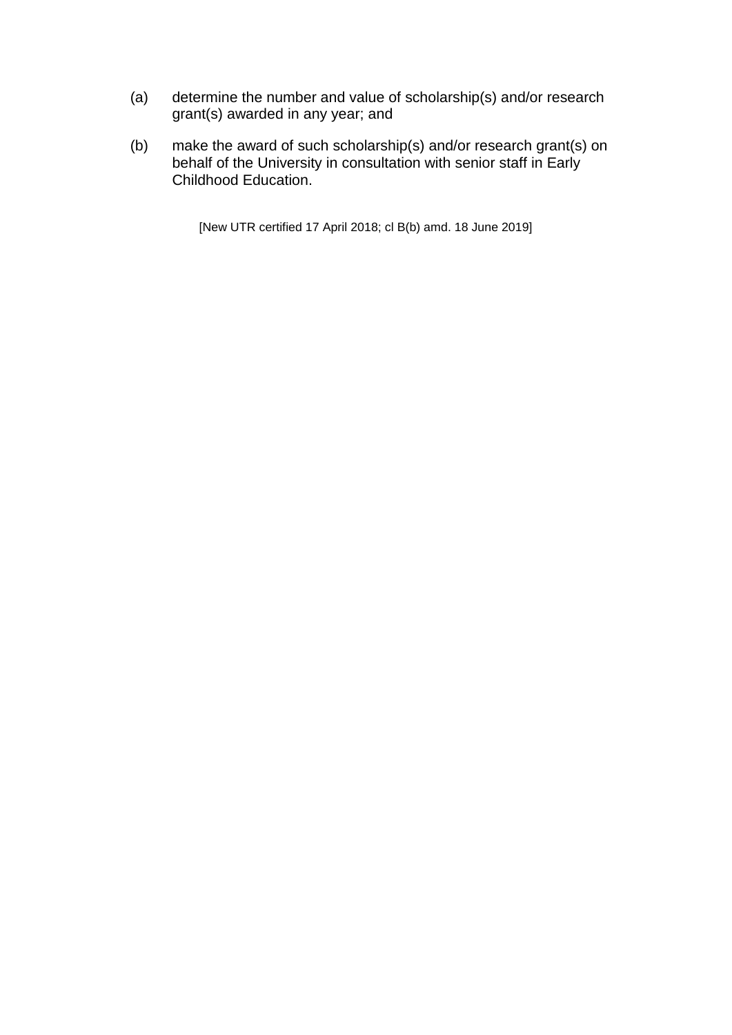(a) determine the number and value of scholarship(s) and/or research grant(s) awarded in any year; and

(b) make the award of such scholarship(s) and/or research grant(s) on behalf of the University in consultation with senior staff in Early Childhood Education.

[New UTR certified 17 April 2018; cl B(b) amd. 18 June 2019]